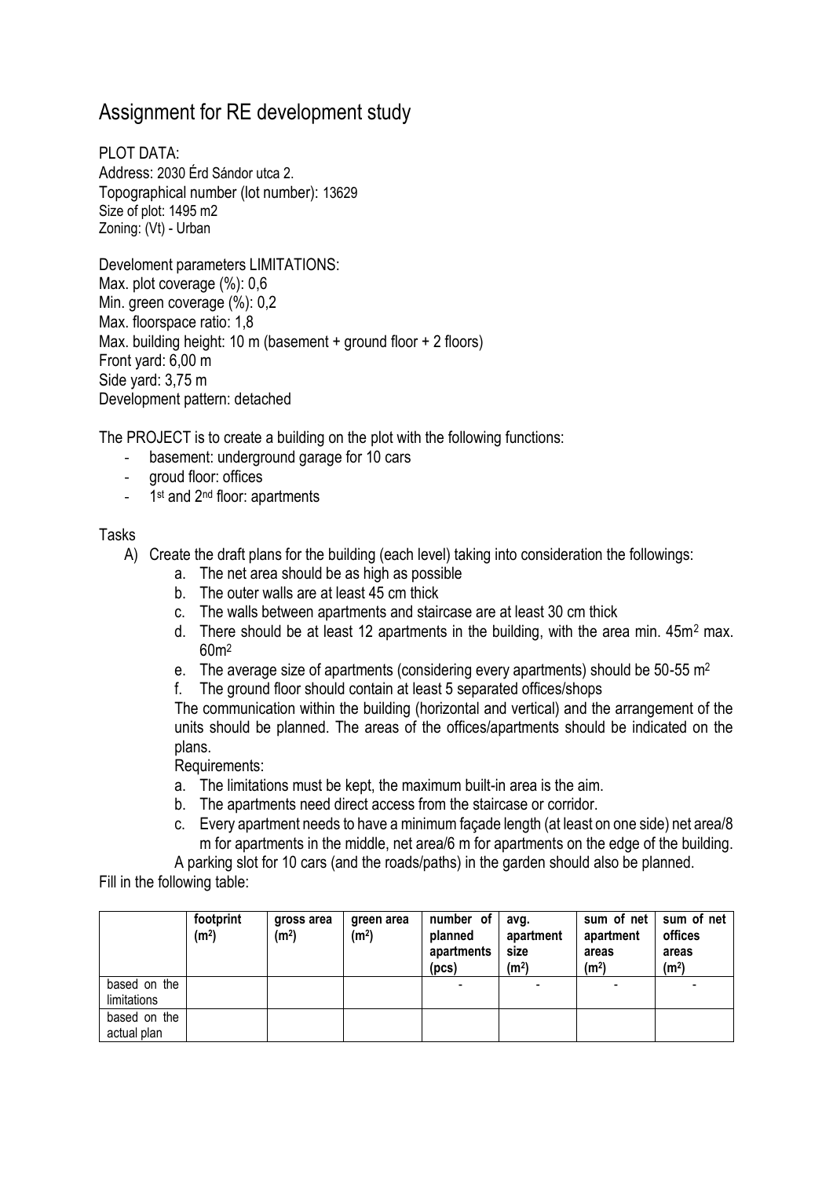# Assignment for RE development study

PLOT DATA:
Address: 2030 Érd Sándor utca 2.
Topographical number (lot number): 13629
Size of plot: 1495 m2
Zoning: (Vt) - Urban

Develoment parameters LIMITATIONS:
Max. plot coverage (%): 0,6
Min. green coverage (%): 0,2
Max. floorspace ratio: 1,8
Max. building height: 10 m (basement + ground floor + 2 floors)
Front yard: 6,00 m
Side yard: 3,75 m
Development pattern: detached

The PROJECT is to create a building on the plot with the following functions:

- basement: underground garage for 10 cars
- groud floor: offices
- 1st and 2nd floor: apartments

Tasks

A) Create the draft plans for the building (each level) taking into consideration the followings:
   a. The net area should be as high as possible
   b. The outer walls are at least 45 cm thick
   c. The walls between apartments and staircase are at least 30 cm thick
   d. There should be at least 12 apartments in the building, with the area min. 45m$^2$ max. 60m$^2$
   e. The average size of apartments (considering every apartments) should be 50-55 m$^2$
   f. The ground floor should contain at least 5 separated offices/shops

   The communication within the building (horizontal and vertical) and the arrangement of the units should be planned. The areas of the offices/apartments should be indicated on the plans.

   Requirements:

   a. The limitations must be kept, the maximum built-in area is the aim.
   b. The apartments need direct access from the staircase or corridor.
   c. Every apartment needs to have a minimum façade length (at least on one side) net area/8 m for apartments in the middle, net area/6 m for apartments on the edge of the building.

   A parking slot for 10 cars (and the roads/paths) in the garden should also be planned.

Fill in the following table:

| | footprint (m$^2$) | gross area (m$^2$) | green area (m$^2$) | number of planned apartments (pcs) | avg. apartment size (m$^2$) | sum of net apartment areas (m$^2$) | sum of net offices areas (m$^2$) |
|---|---|---|---|---|---|---|---|
| based on the limitations | | | | - | - | - | - |
| based on the actual plan | | | | | | | |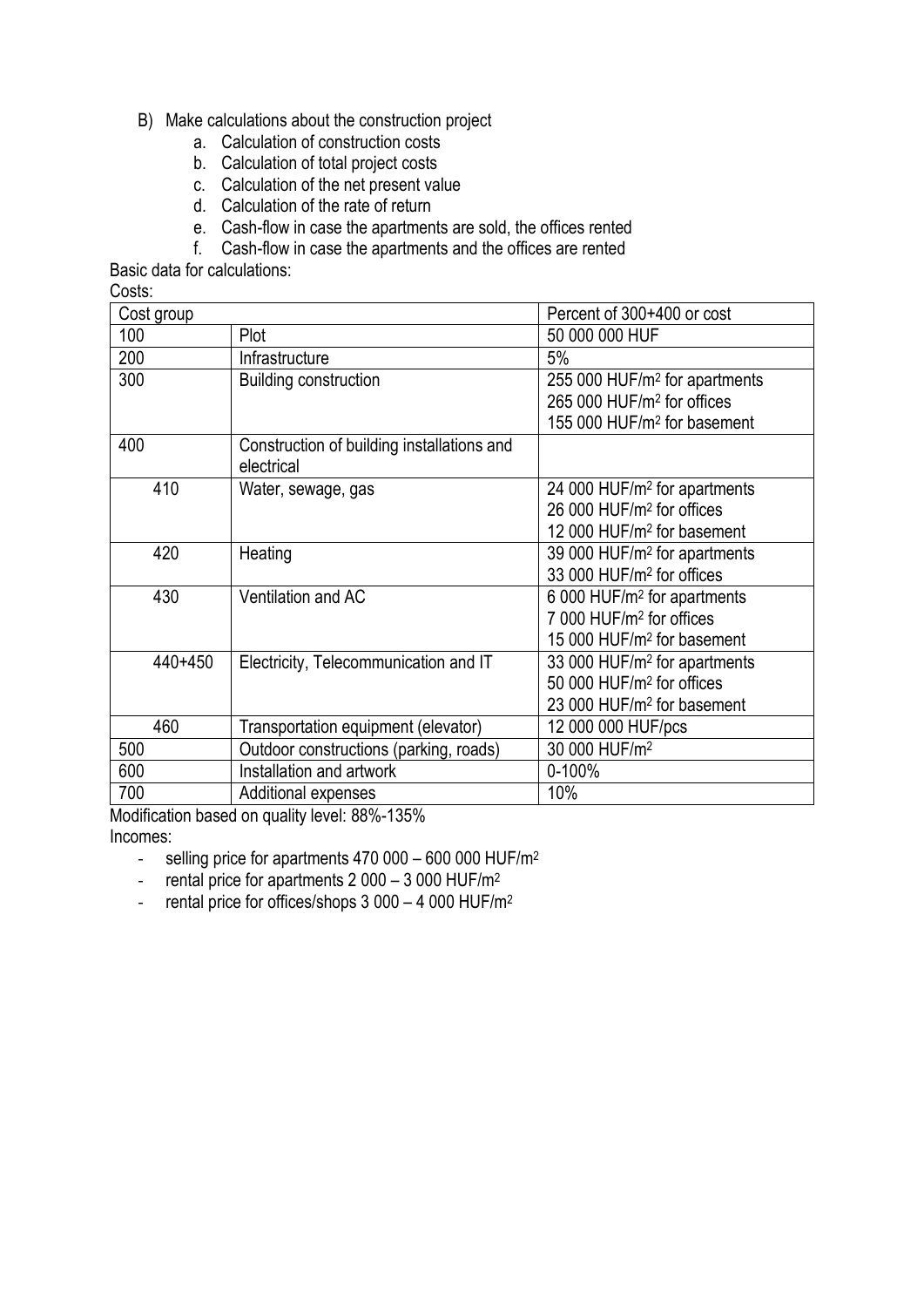B) Make calculations about the construction project
   a. Calculation of construction costs
   b. Calculation of total project costs
   c. Calculation of the net present value
   d. Calculation of the rate of return
   e. Cash-flow in case the apartments are sold, the offices rented
   f. Cash-flow in case the apartments and the offices are rented

Basic data for calculations:

Costs:

| Cost group | | Percent of 300+400 or cost |
|---|---|---|
| 100 | Plot | 50 000 000 HUF |
| 200 | Infrastructure | 5% |
| 300 | Building construction | 255 000 HUF/m$^2$ for apartments<br>265 000 HUF/m$^2$ for offices<br>155 000 HUF/m$^2$ for basement |
| 400 | Construction of building installations and electrical | |
| 410 | Water, sewage, gas | 24 000 HUF/m$^2$ for apartments<br>26 000 HUF/m$^2$ for offices<br>12 000 HUF/m$^2$ for basement |
| 420 | Heating | 39 000 HUF/m$^2$ for apartments<br>33 000 HUF/m$^2$ for offices |
| 430 | Ventilation and AC | 6 000 HUF/m$^2$ for apartments<br>7 000 HUF/m$^2$ for offices<br>15 000 HUF/m$^2$ for basement |
| 440+450 | Electricity, Telecommunication and IT | 33 000 HUF/m$^2$ for apartments<br>50 000 HUF/m$^2$ for offices<br>23 000 HUF/m$^2$ for basement |
| 460 | Transportation equipment (elevator) | 12 000 000 HUF/pcs |
| 500 | Outdoor constructions (parking, roads) | 30 000 HUF/m$^2$ |
| 600 | Installation and artwork | 0-100% |
| 700 | Additional expenses | 10% |

Modification based on quality level: 88%-135%

Incomes:

- selling price for apartments 470 000 – 600 000 HUF/m$^2$
- rental price for apartments 2 000 – 3 000 HUF/m$^2$
- rental price for offices/shops 3 000 – 4 000 HUF/m$^2$